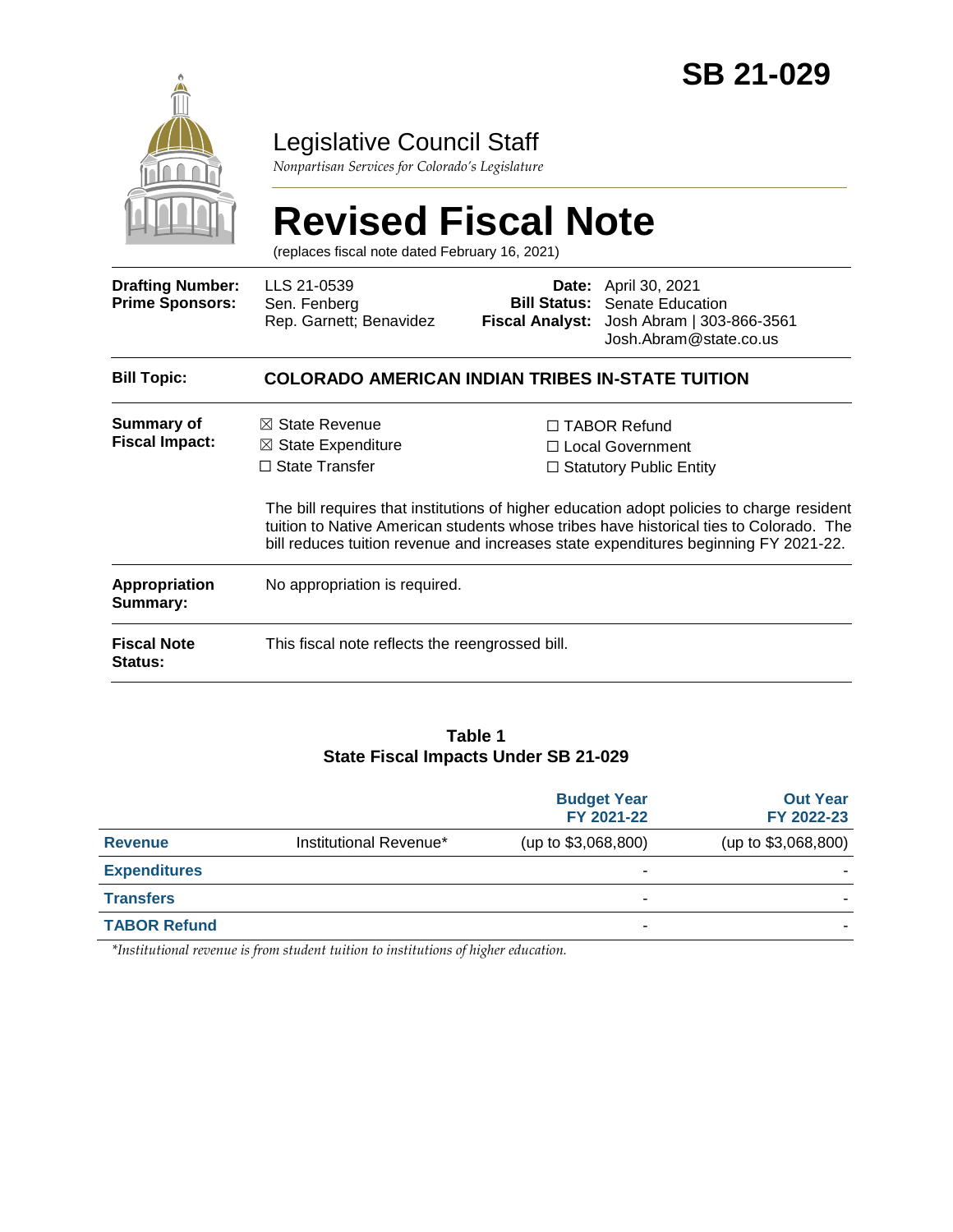# SB 21-029

## Legislative Council Staff

*Nonpartisan Services for Colorado's Legislature*

# Revised Fiscal Note

(replaces fiscal note dated February 16, 2021)

| | | | |
|---|---|---|---|
| **Drafting Number:** | LLS 21-0539 | **Date:** | April 30, 2021 |
| **Prime Sponsors:** | Sen. Fenberg<br>Rep. Garnett; Benavidez | **Bill Status:** | Senate Education |
| | | **Fiscal Analyst:** | Josh Abram \| 303-866-3561<br>Josh.Abram@state.co.us |

| | |
|---|---|
| **Bill Topic:** | **COLORADO AMERICAN INDIAN TRIBES IN-STATE TUITION** |
| **Summary of Fiscal Impact:** | ☒ State Revenue<br>☒ State Expenditure<br>☐ State Transfer<br>☐ TABOR Refund<br>☐ Local Government<br>☐ Statutory Public Entity<br><br>The bill requires that institutions of higher education adopt policies to charge resident tuition to Native American students whose tribes have historical ties to Colorado. The bill reduces tuition revenue and increases state expenditures beginning FY 2021-22. |
| **Appropriation Summary:** | No appropriation is required. |
| **Fiscal Note Status:** | This fiscal note reflects the reengrossed bill. |

**Table 1**
**State Fiscal Impacts Under SB 21-029**

| | | Budget Year FY 2021-22 | Out Year FY 2022-23 |
|---|---|---|---|
| **Revenue** | Institutional Revenue* | (up to $3,068,800) | (up to $3,068,800) |
| **Expenditures** | | - | - |
| **Transfers** | | - | - |
| **TABOR Refund** | | - | - |

*\*Institutional revenue is from student tuition to institutions of higher education.*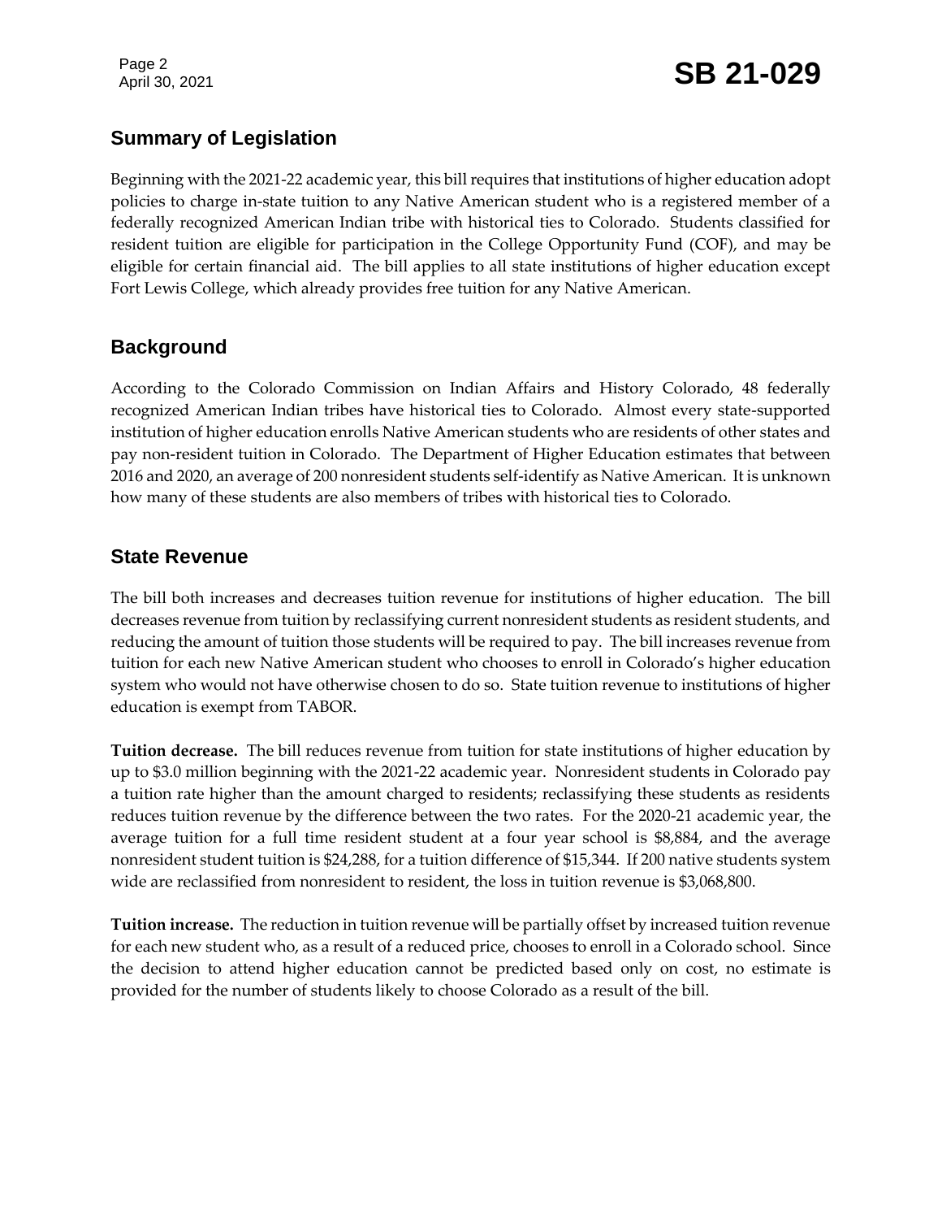## Summary of Legislation

Beginning with the 2021-22 academic year, this bill requires that institutions of higher education adopt policies to charge in-state tuition to any Native American student who is a registered member of a federally recognized American Indian tribe with historical ties to Colorado. Students classified for resident tuition are eligible for participation in the College Opportunity Fund (COF), and may be eligible for certain financial aid. The bill applies to all state institutions of higher education except Fort Lewis College, which already provides free tuition for any Native American.

## Background

According to the Colorado Commission on Indian Affairs and History Colorado, 48 federally recognized American Indian tribes have historical ties to Colorado. Almost every state-supported institution of higher education enrolls Native American students who are residents of other states and pay non-resident tuition in Colorado. The Department of Higher Education estimates that between 2016 and 2020, an average of 200 nonresident students self-identify as Native American. It is unknown how many of these students are also members of tribes with historical ties to Colorado.

## State Revenue

The bill both increases and decreases tuition revenue for institutions of higher education. The bill decreases revenue from tuition by reclassifying current nonresident students as resident students, and reducing the amount of tuition those students will be required to pay. The bill increases revenue from tuition for each new Native American student who chooses to enroll in Colorado's higher education system who would not have otherwise chosen to do so. State tuition revenue to institutions of higher education is exempt from TABOR.

**Tuition decrease.** The bill reduces revenue from tuition for state institutions of higher education by up to $3.0 million beginning with the 2021-22 academic year. Nonresident students in Colorado pay a tuition rate higher than the amount charged to residents; reclassifying these students as residents reduces tuition revenue by the difference between the two rates. For the 2020-21 academic year, the average tuition for a full time resident student at a four year school is $8,884, and the average nonresident student tuition is $24,288, for a tuition difference of $15,344. If 200 native students system wide are reclassified from nonresident to resident, the loss in tuition revenue is $3,068,800.

**Tuition increase.** The reduction in tuition revenue will be partially offset by increased tuition revenue for each new student who, as a result of a reduced price, chooses to enroll in a Colorado school. Since the decision to attend higher education cannot be predicted based only on cost, no estimate is provided for the number of students likely to choose Colorado as a result of the bill.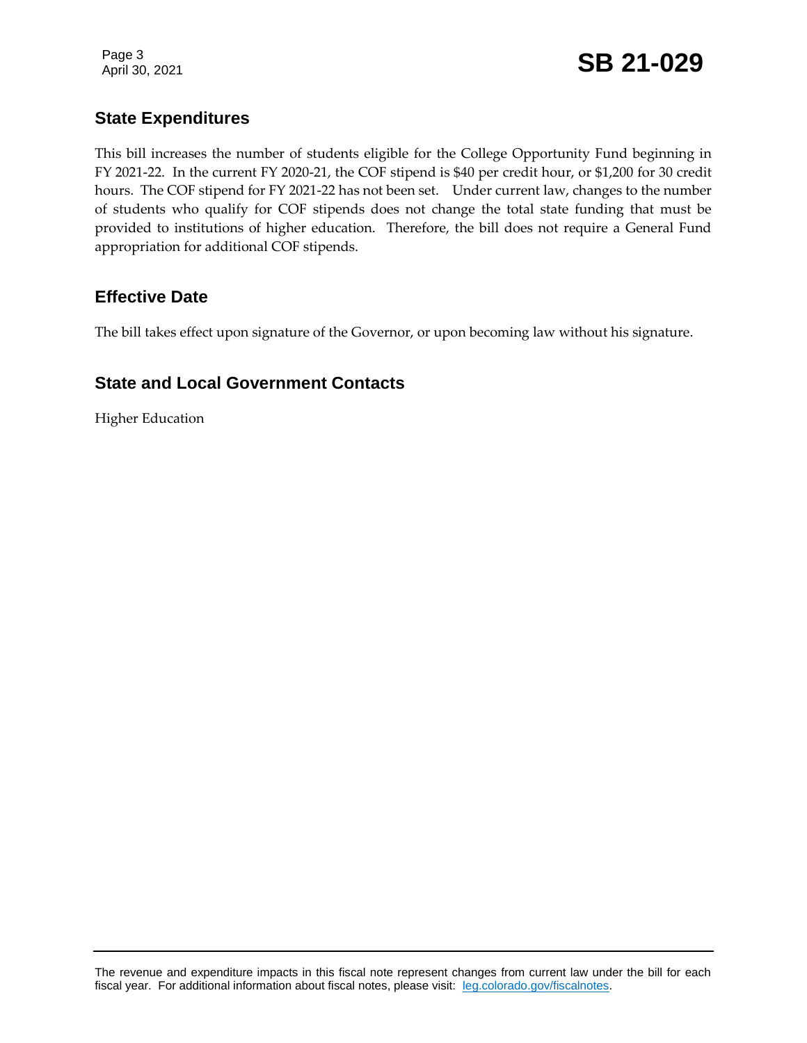## State Expenditures

This bill increases the number of students eligible for the College Opportunity Fund beginning in FY 2021-22. In the current FY 2020-21, the COF stipend is $40 per credit hour, or $1,200 for 30 credit hours. The COF stipend for FY 2021-22 has not been set. Under current law, changes to the number of students who qualify for COF stipends does not change the total state funding that must be provided to institutions of higher education. Therefore, the bill does not require a General Fund appropriation for additional COF stipends.

## Effective Date

The bill takes effect upon signature of the Governor, or upon becoming law without his signature.

## State and Local Government Contacts

Higher Education

The revenue and expenditure impacts in this fiscal note represent changes from current law under the bill for each fiscal year. For additional information about fiscal notes, please visit: leg.colorado.gov/fiscalnotes.